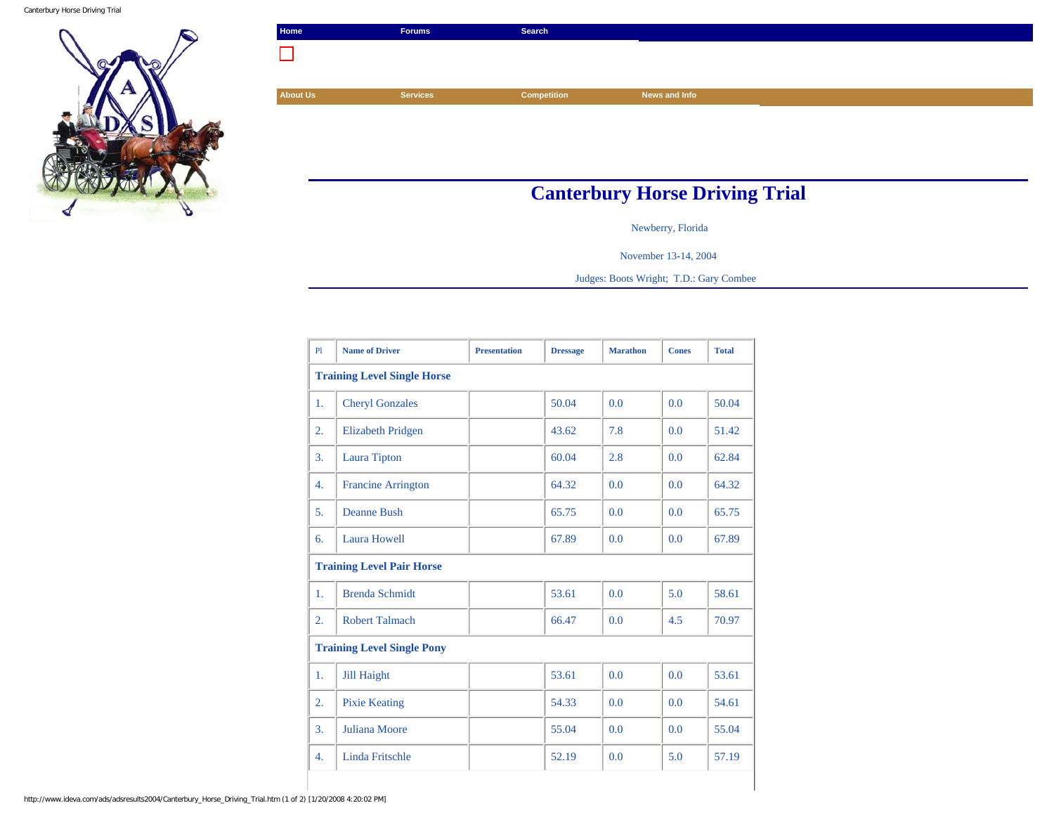Home | Forums | Search

About Us | Services | Competition | News and Info

# Canterbury Horse Driving Trial

Newberry, Florida

November 13-14, 2004

Judges: Boots Wright; T.D.: Gary Combee

| Pl | Name of Driver | Presentation | Dressage | Marathon | Cones | Total |
|---|---|---|---|---|---|---|
| **Training Level Single Horse** | | | | | | |
| 1. | Cheryl Gonzales | | 50.04 | 0.0 | 0.0 | 50.04 |
| 2. | Elizabeth Pridgen | | 43.62 | 7.8 | 0.0 | 51.42 |
| 3. | Laura Tipton | | 60.04 | 2.8 | 0.0 | 62.84 |
| 4. | Francine Arrington | | 64.32 | 0.0 | 0.0 | 64.32 |
| 5. | Deanne Bush | | 65.75 | 0.0 | 0.0 | 65.75 |
| 6. | Laura Howell | | 67.89 | 0.0 | 0.0 | 67.89 |
| **Training Level Pair Horse** | | | | | | |
| 1. | Brenda Schmidt | | 53.61 | 0.0 | 5.0 | 58.61 |
| 2. | Robert Talmach | | 66.47 | 0.0 | 4.5 | 70.97 |
| **Training Level Single Pony** | | | | | | |
| 1. | Jill Haight | | 53.61 | 0.0 | 0.0 | 53.61 |
| 2. | Pixie Keating | | 54.33 | 0.0 | 0.0 | 54.61 |
| 3. | Juliana Moore | | 55.04 | 0.0 | 0.0 | 55.04 |
| 4. | Linda Fritschle | | 52.19 | 0.0 | 5.0 | 57.19 |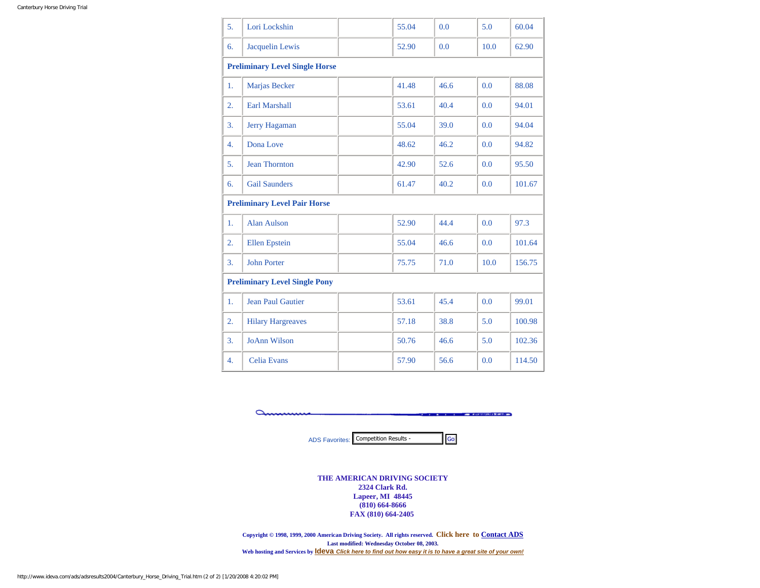| | | | | | | |
|---|---|---|---|---|---|---|
| 5. | Lori Lockshin | | 55.04 | 0.0 | 5.0 | 60.04 |
| 6. | Jacquelin Lewis | | 52.90 | 0.0 | 10.0 | 62.90 |
| **Preliminary Level Single Horse** | | | | | | |
| 1. | Marjas Becker | | 41.48 | 46.6 | 0.0 | 88.08 |
| 2. | Earl Marshall | | 53.61 | 40.4 | 0.0 | 94.01 |
| 3. | Jerry Hagaman | | 55.04 | 39.0 | 0.0 | 94.04 |
| 4. | Dona Love | | 48.62 | 46.2 | 0.0 | 94.82 |
| 5. | Jean Thornton | | 42.90 | 52.6 | 0.0 | 95.50 |
| 6. | Gail Saunders | | 61.47 | 40.2 | 0.0 | 101.67 |
| **Preliminary Level Pair Horse** | | | | | | |
| 1. | Alan Aulson | | 52.90 | 44.4 | 0.0 | 97.3 |
| 2. | Ellen Epstein | | 55.04 | 46.6 | 0.0 | 101.64 |
| 3. | John Porter | | 75.75 | 71.0 | 10.0 | 156.75 |
| **Preliminary Level Single Pony** | | | | | | |
| 1. | Jean Paul Gautier | | 53.61 | 45.4 | 0.0 | 99.01 |
| 2. | Hilary Hargreaves | | 57.18 | 38.8 | 5.0 | 100.98 |
| 3. | JoAnn Wilson | | 50.76 | 46.6 | 5.0 | 102.36 |
| 4. | Celia Evans | | 57.90 | 56.6 | 0.0 | 114.50 |

ADS Favorites: Competition Results - Go

**THE AMERICAN DRIVING SOCIETY**
**2324 Clark Rd.**
**Lapeer, MI 48445**
**(810) 664-8666**
**FAX (810) 664-2405**

**Copyright © 1998, 1999, 2000 American Driving Society. All rights reserved.** **Click here to Contact ADS**
**Last modified: Wednesday October 08, 2003.**
**Web hosting and Services by Ideva** ***Click here to find out how easy it is to have a great site of your own!***